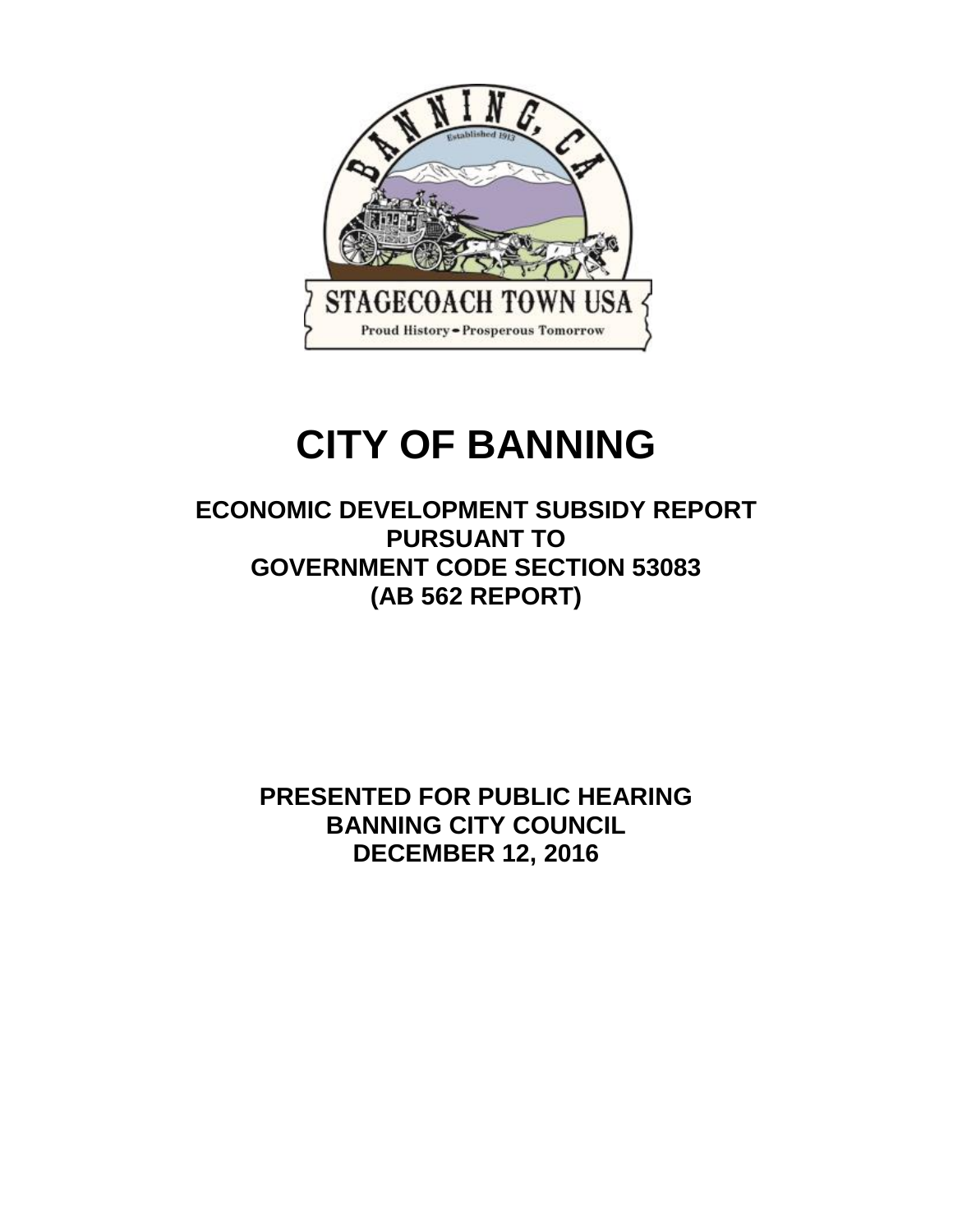# CITY OF BANNING

## ECONOMIC DEVELOPMENT SUBSIDY REPORT PURSUANT TO GOVERNMENT CODE SECTION 53083 (AB 562 REPORT)

**PRESENTED FOR PUBLIC HEARING**
**BANNING CITY COUNCIL**
**DECEMBER 12, 2016**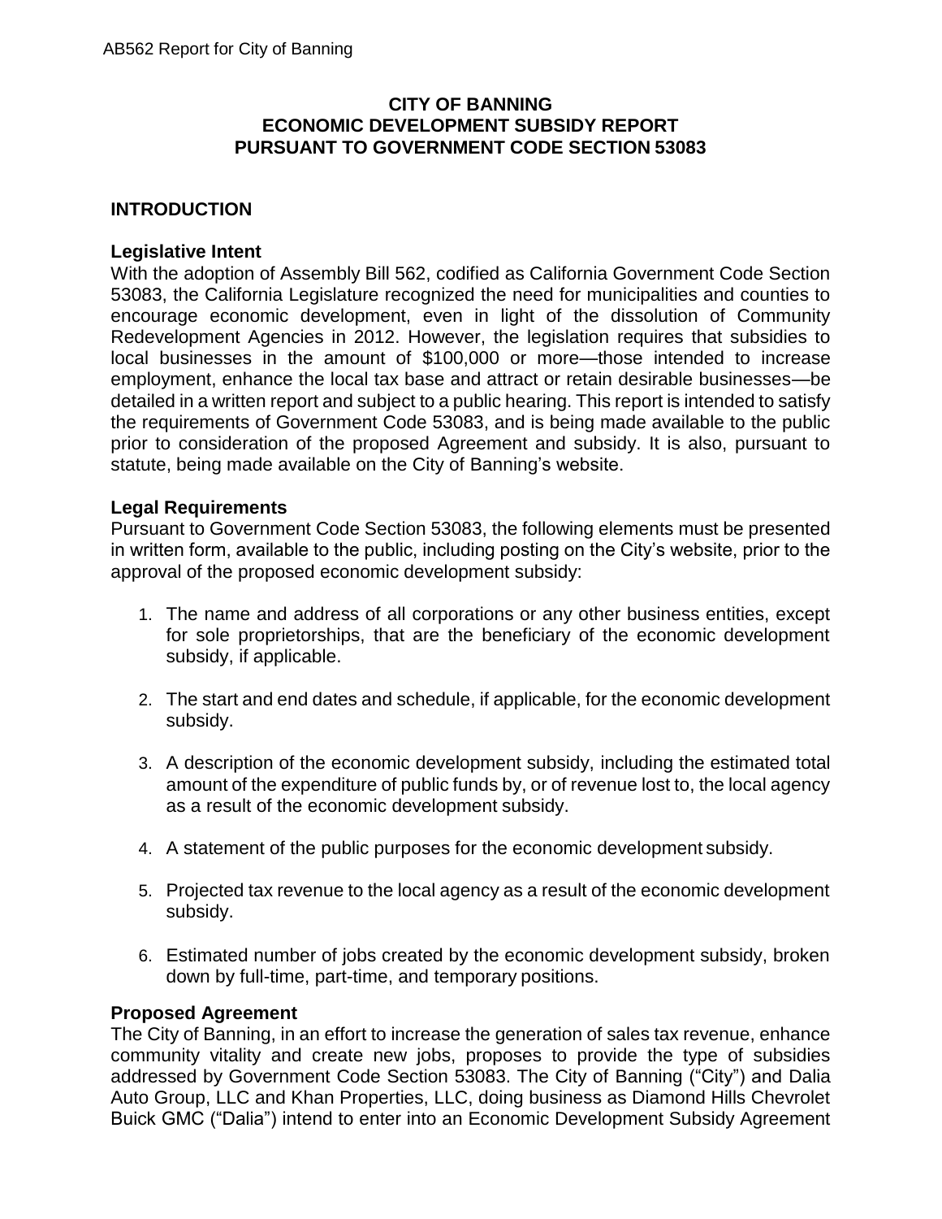## CITY OF BANNING
## ECONOMIC DEVELOPMENT SUBSIDY REPORT
## PURSUANT TO GOVERNMENT CODE SECTION 53083

### INTRODUCTION

**Legislative Intent**

With the adoption of Assembly Bill 562, codified as California Government Code Section 53083, the California Legislature recognized the need for municipalities and counties to encourage economic development, even in light of the dissolution of Community Redevelopment Agencies in 2012. However, the legislation requires that subsidies to local businesses in the amount of $100,000 or more—those intended to increase employment, enhance the local tax base and attract or retain desirable businesses—be detailed in a written report and subject to a public hearing. This report is intended to satisfy the requirements of Government Code 53083, and is being made available to the public prior to consideration of the proposed Agreement and subsidy. It is also, pursuant to statute, being made available on the City of Banning's website.

**Legal Requirements**

Pursuant to Government Code Section 53083, the following elements must be presented in written form, available to the public, including posting on the City's website, prior to the approval of the proposed economic development subsidy:

1. The name and address of all corporations or any other business entities, except for sole proprietorships, that are the beneficiary of the economic development subsidy, if applicable.

2. The start and end dates and schedule, if applicable, for the economic development subsidy.

3. A description of the economic development subsidy, including the estimated total amount of the expenditure of public funds by, or of revenue lost to, the local agency as a result of the economic development subsidy.

4. A statement of the public purposes for the economic development subsidy.

5. Projected tax revenue to the local agency as a result of the economic development subsidy.

6. Estimated number of jobs created by the economic development subsidy, broken down by full-time, part-time, and temporary positions.

**Proposed Agreement**

The City of Banning, in an effort to increase the generation of sales tax revenue, enhance community vitality and create new jobs, proposes to provide the type of subsidies addressed by Government Code Section 53083. The City of Banning ("City") and Dalia Auto Group, LLC and Khan Properties, LLC, doing business as Diamond Hills Chevrolet Buick GMC ("Dalia") intend to enter into an Economic Development Subsidy Agreement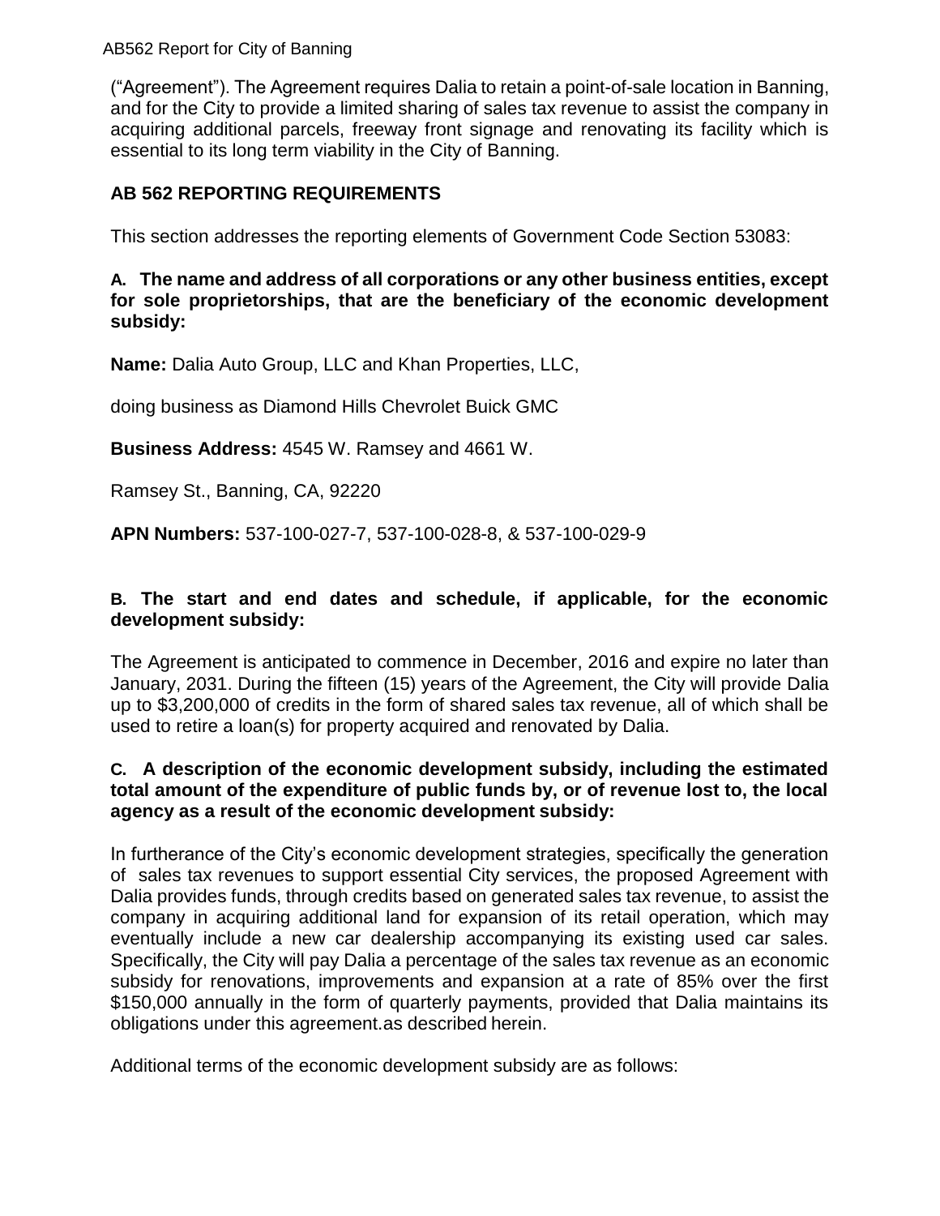("Agreement"). The Agreement requires Dalia to retain a point-of-sale location in Banning, and for the City to provide a limited sharing of sales tax revenue to assist the company in acquiring additional parcels, freeway front signage and renovating its facility which is essential to its long term viability in the City of Banning.

## AB 562 REPORTING REQUIREMENTS

This section addresses the reporting elements of Government Code Section 53083:

### A. The name and address of all corporations or any other business entities, except for sole proprietorships, that are the beneficiary of the economic development subsidy:

**Name:** Dalia Auto Group, LLC and Khan Properties, LLC,

doing business as Diamond Hills Chevrolet Buick GMC

**Business Address:** 4545 W. Ramsey and 4661 W.

Ramsey St., Banning, CA, 92220

**APN Numbers:** 537-100-027-7, 537-100-028-8, & 537-100-029-9

### B. The start and end dates and schedule, if applicable, for the economic development subsidy:

The Agreement is anticipated to commence in December, 2016 and expire no later than January, 2031. During the fifteen (15) years of the Agreement, the City will provide Dalia up to $3,200,000 of credits in the form of shared sales tax revenue, all of which shall be used to retire a loan(s) for property acquired and renovated by Dalia.

### C. A description of the economic development subsidy, including the estimated total amount of the expenditure of public funds by, or of revenue lost to, the local agency as a result of the economic development subsidy:

In furtherance of the City's economic development strategies, specifically the generation of sales tax revenues to support essential City services, the proposed Agreement with Dalia provides funds, through credits based on generated sales tax revenue, to assist the company in acquiring additional land for expansion of its retail operation, which may eventually include a new car dealership accompanying its existing used car sales. Specifically, the City will pay Dalia a percentage of the sales tax revenue as an economic subsidy for renovations, improvements and expansion at a rate of 85% over the first $150,000 annually in the form of quarterly payments, provided that Dalia maintains its obligations under this agreement.as described herein.

Additional terms of the economic development subsidy are as follows: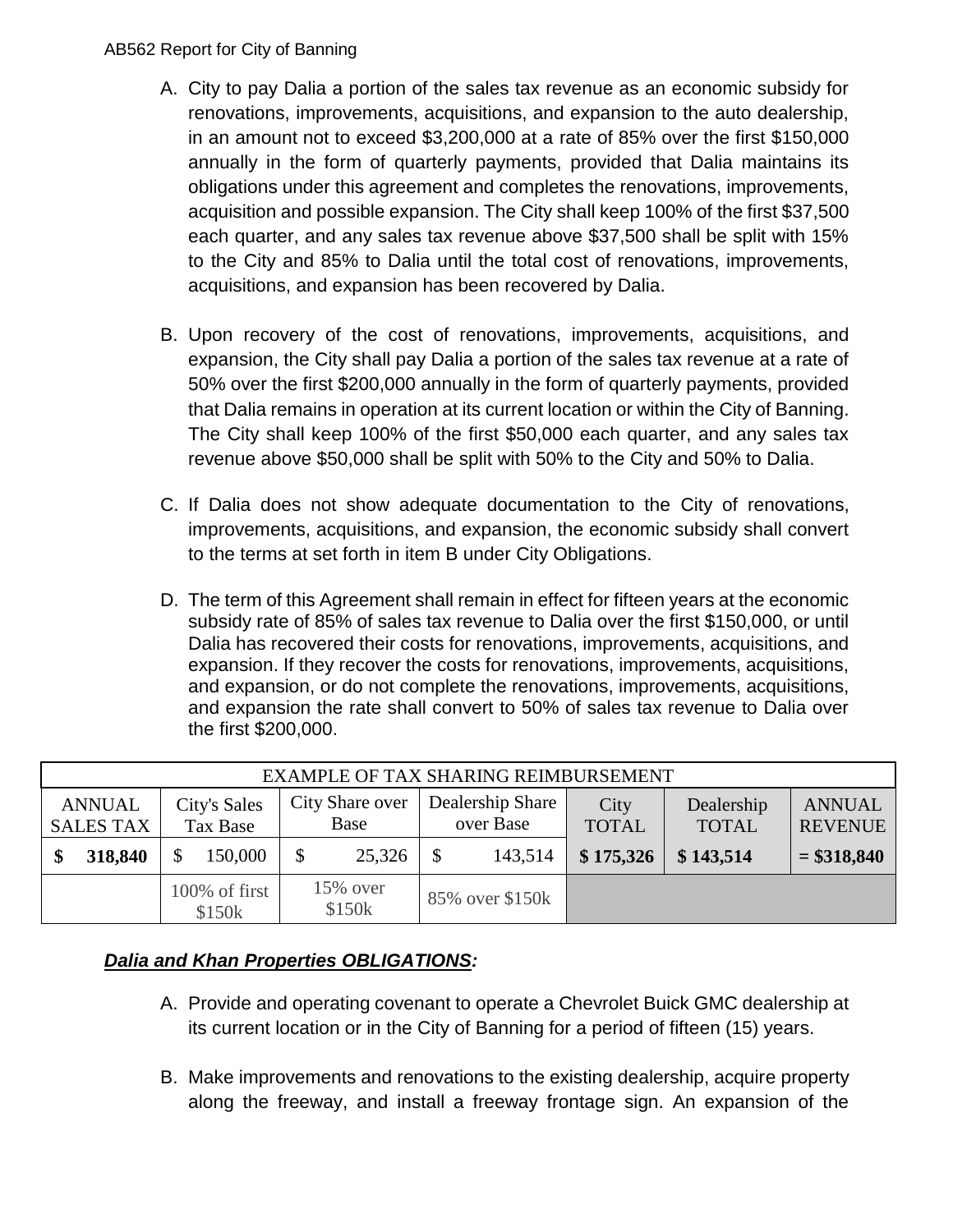A. City to pay Dalia a portion of the sales tax revenue as an economic subsidy for renovations, improvements, acquisitions, and expansion to the auto dealership, in an amount not to exceed $3,200,000 at a rate of 85% over the first $150,000 annually in the form of quarterly payments, provided that Dalia maintains its obligations under this agreement and completes the renovations, improvements, acquisition and possible expansion. The City shall keep 100% of the first $37,500 each quarter, and any sales tax revenue above $37,500 shall be split with 15% to the City and 85% to Dalia until the total cost of renovations, improvements, acquisitions, and expansion has been recovered by Dalia.

B. Upon recovery of the cost of renovations, improvements, acquisitions, and expansion, the City shall pay Dalia a portion of the sales tax revenue at a rate of 50% over the first $200,000 annually in the form of quarterly payments, provided that Dalia remains in operation at its current location or within the City of Banning. The City shall keep 100% of the first $50,000 each quarter, and any sales tax revenue above $50,000 shall be split with 50% to the City and 50% to Dalia.

C. If Dalia does not show adequate documentation to the City of renovations, improvements, acquisitions, and expansion, the economic subsidy shall convert to the terms at set forth in item B under City Obligations.

D. The term of this Agreement shall remain in effect for fifteen years at the economic subsidy rate of 85% of sales tax revenue to Dalia over the first $150,000, or until Dalia has recovered their costs for renovations, improvements, acquisitions, and expansion. If they recover the costs for renovations, improvements, acquisitions, and expansion, or do not complete the renovations, improvements, acquisitions, and expansion the rate shall convert to 50% of sales tax revenue to Dalia over the first $200,000.

| EXAMPLE OF TAX SHARING REIMBURSEMENT | | | | | | |
|---|---|---|---|---|---|---|
| ANNUAL SALES TAX | City's Sales Tax Base | City Share over Base | Dealership Share over Base | City TOTAL | Dealership TOTAL | ANNUAL REVENUE |
| **$ 318,840** | $ 150,000 | $ 25,326 | $ 143,514 | **$ 175,326** | **$ 143,514** | **= $318,840** |
| | 100% of first $150k | 15% over $150k | 85% over $150k | | | |

***Dalia and Khan Properties OBLIGATIONS:***

A. Provide and operating covenant to operate a Chevrolet Buick GMC dealership at its current location or in the City of Banning for a period of fifteen (15) years.

B. Make improvements and renovations to the existing dealership, acquire property along the freeway, and install a freeway frontage sign. An expansion of the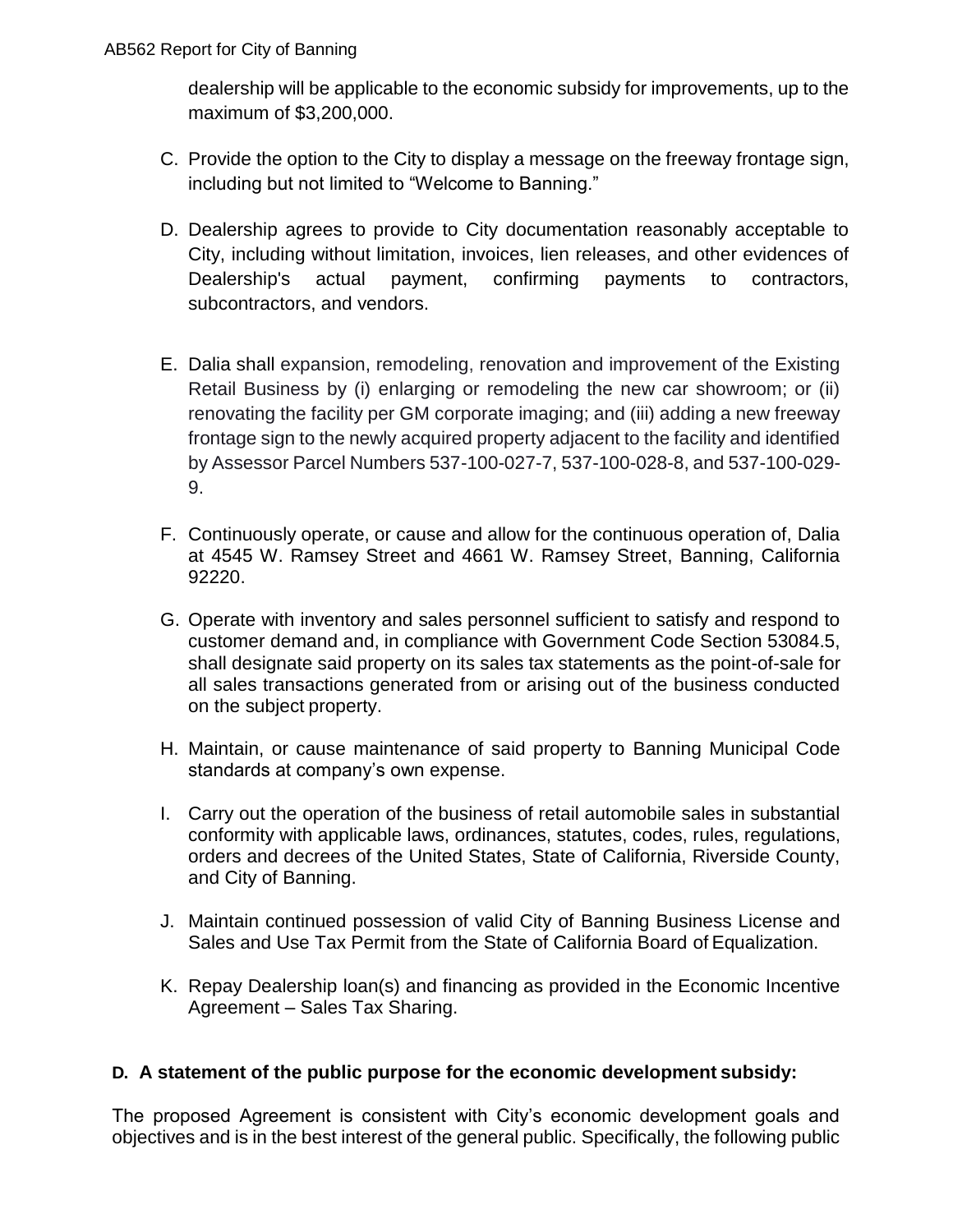dealership will be applicable to the economic subsidy for improvements, up to the maximum of $3,200,000.

C. Provide the option to the City to display a message on the freeway frontage sign, including but not limited to “Welcome to Banning.”

D. Dealership agrees to provide to City documentation reasonably acceptable to City, including without limitation, invoices, lien releases, and other evidences of Dealership's actual payment, confirming payments to contractors, subcontractors, and vendors.

E. Dalia shall expansion, remodeling, renovation and improvement of the Existing Retail Business by (i) enlarging or remodeling the new car showroom; or (ii) renovating the facility per GM corporate imaging; and (iii) adding a new freeway frontage sign to the newly acquired property adjacent to the facility and identified by Assessor Parcel Numbers 537-100-027-7, 537-100-028-8, and 537-100-029-9.

F. Continuously operate, or cause and allow for the continuous operation of, Dalia at 4545 W. Ramsey Street and 4661 W. Ramsey Street, Banning, California 92220.

G. Operate with inventory and sales personnel sufficient to satisfy and respond to customer demand and, in compliance with Government Code Section 53084.5, shall designate said property on its sales tax statements as the point-of-sale for all sales transactions generated from or arising out of the business conducted on the subject property.

H. Maintain, or cause maintenance of said property to Banning Municipal Code standards at company’s own expense.

I. Carry out the operation of the business of retail automobile sales in substantial conformity with applicable laws, ordinances, statutes, codes, rules, regulations, orders and decrees of the United States, State of California, Riverside County, and City of Banning.

J. Maintain continued possession of valid City of Banning Business License and Sales and Use Tax Permit from the State of California Board of Equalization.

K. Repay Dealership loan(s) and financing as provided in the Economic Incentive Agreement – Sales Tax Sharing.

**D. A statement of the public purpose for the economic development subsidy:**

The proposed Agreement is consistent with City’s economic development goals and objectives and is in the best interest of the general public. Specifically, the following public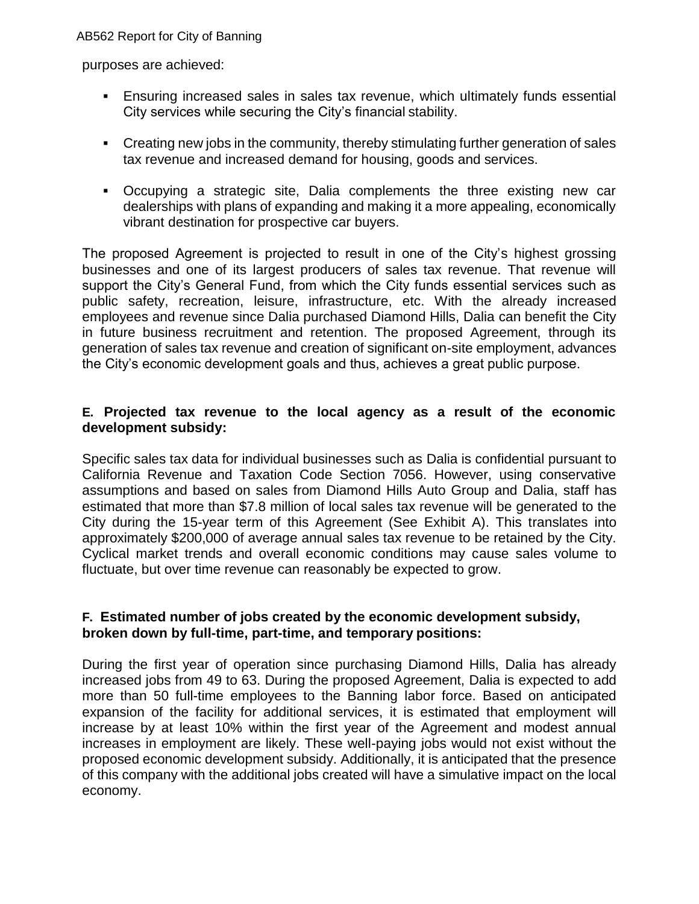purposes are achieved:

- Ensuring increased sales in sales tax revenue, which ultimately funds essential City services while securing the City's financial stability.
- Creating new jobs in the community, thereby stimulating further generation of sales tax revenue and increased demand for housing, goods and services.
- Occupying a strategic site, Dalia complements the three existing new car dealerships with plans of expanding and making it a more appealing, economically vibrant destination for prospective car buyers.

The proposed Agreement is projected to result in one of the City's highest grossing businesses and one of its largest producers of sales tax revenue. That revenue will support the City's General Fund, from which the City funds essential services such as public safety, recreation, leisure, infrastructure, etc. With the already increased employees and revenue since Dalia purchased Diamond Hills, Dalia can benefit the City in future business recruitment and retention. The proposed Agreement, through its generation of sales tax revenue and creation of significant on-site employment, advances the City's economic development goals and thus, achieves a great public purpose.

**E. Projected tax revenue to the local agency as a result of the economic development subsidy:**

Specific sales tax data for individual businesses such as Dalia is confidential pursuant to California Revenue and Taxation Code Section 7056. However, using conservative assumptions and based on sales from Diamond Hills Auto Group and Dalia, staff has estimated that more than $7.8 million of local sales tax revenue will be generated to the City during the 15-year term of this Agreement (See Exhibit A). This translates into approximately $200,000 of average annual sales tax revenue to be retained by the City. Cyclical market trends and overall economic conditions may cause sales volume to fluctuate, but over time revenue can reasonably be expected to grow.

**F. Estimated number of jobs created by the economic development subsidy, broken down by full-time, part-time, and temporary positions:**

During the first year of operation since purchasing Diamond Hills, Dalia has already increased jobs from 49 to 63. During the proposed Agreement, Dalia is expected to add more than 50 full-time employees to the Banning labor force. Based on anticipated expansion of the facility for additional services, it is estimated that employment will increase by at least 10% within the first year of the Agreement and modest annual increases in employment are likely. These well-paying jobs would not exist without the proposed economic development subsidy. Additionally, it is anticipated that the presence of this company with the additional jobs created will have a simulative impact on the local economy.